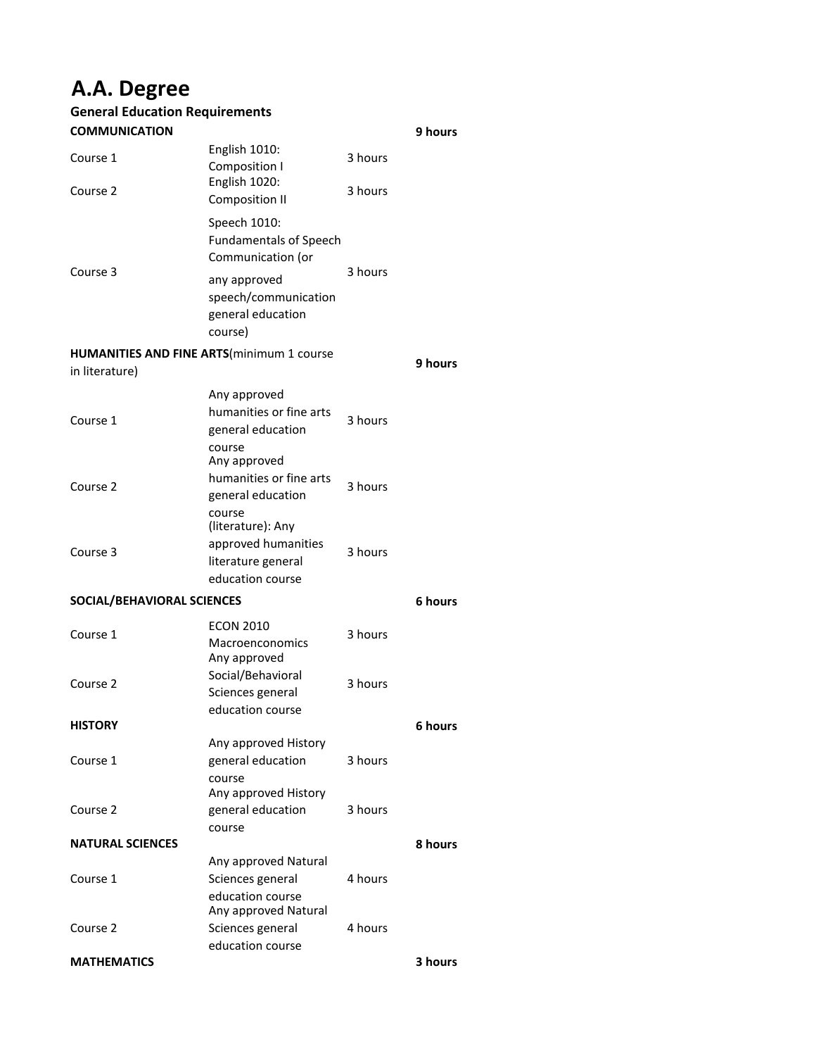# A.A. Degree

## General Education Requirements

| | | | |
|---|---|---|---|
| **COMMUNICATION** | | | **9 hours** |
| Course 1 | English 1010: Composition I | 3 hours | |
| Course 2 | English 1020: Composition II | 3 hours | |
| Course 3 | Speech 1010: Fundamentals of Speech Communication (or any approved speech/communication general education course) | 3 hours | |
| **HUMANITIES AND FINE ARTS**(minimum 1 course in literature) | | | **9 hours** |
| Course 1 | Any approved humanities or fine arts general education course | 3 hours | |
| Course 2 | Any approved humanities or fine arts general education course | 3 hours | |
| Course 3 | (literature): Any approved humanities literature general education course | 3 hours | |
| **SOCIAL/BEHAVIORAL SCIENCES** | | | **6 hours** |
| Course 1 | ECON 2010 Macroenconomics | 3 hours | |
| Course 2 | Any approved Social/Behavioral Sciences general education course | 3 hours | |
| **HISTORY** | | | **6 hours** |
| Course 1 | Any approved History general education course | 3 hours | |
| Course 2 | Any approved History general education course | 3 hours | |
| **NATURAL SCIENCES** | | | **8 hours** |
| Course 1 | Any approved Natural Sciences general education course | 4 hours | |
| Course 2 | Any approved Natural Sciences general education course | 4 hours | |
| **MATHEMATICS** | | | **3 hours** |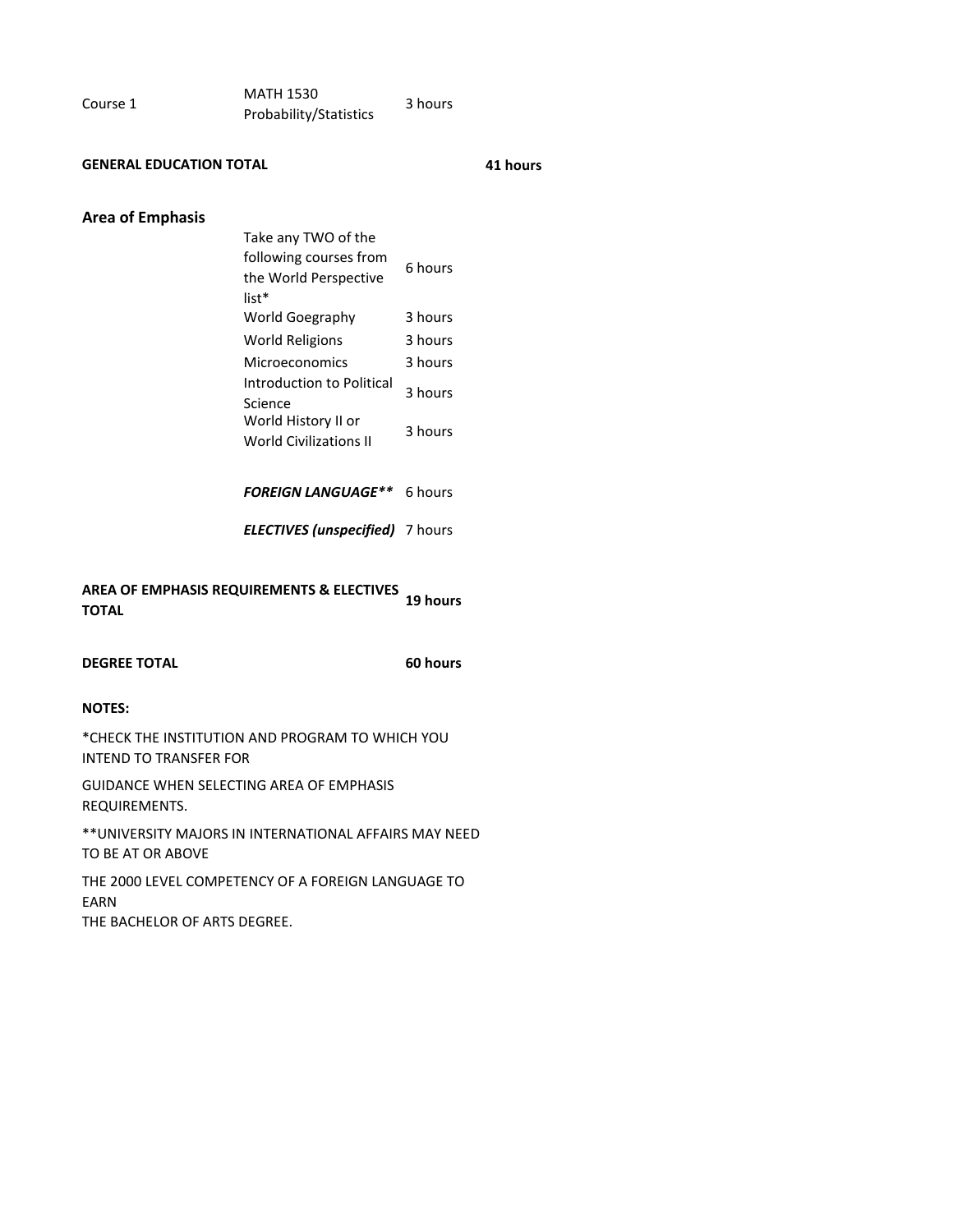| | | | |
|---|---|---|---|
| Course 1 | MATH 1530 Probability/Statistics | 3 hours | |
| **GENERAL EDUCATION TOTAL** | | | **41 hours** |

## Area of Emphasis

| | | |
|---|---|---|
| | Take any TWO of the following courses from the World Perspective list* | 6 hours |
| | World Goegraphy | 3 hours |
| | World Religions | 3 hours |
| | Microeconomics | 3 hours |
| | Introduction to Political Science | 3 hours |
| | World History II or World Civilizations II | 3 hours |
| | ***FOREIGN LANGUAGE**** | 6 hours |
| | ***ELECTIVES (unspecified)*** | 7 hours |
| **AREA OF EMPHASIS REQUIREMENTS & ELECTIVES TOTAL** | | **19 hours** |
| **DEGREE TOTAL** | | **60 hours** |

**NOTES:**

*CHECK THE INSTITUTION AND PROGRAM TO WHICH YOU INTEND TO TRANSFER FOR

GUIDANCE WHEN SELECTING AREA OF EMPHASIS REQUIREMENTS.

**UNIVERSITY MAJORS IN INTERNATIONAL AFFAIRS MAY NEED TO BE AT OR ABOVE

THE 2000 LEVEL COMPETENCY OF A FOREIGN LANGUAGE TO EARN
THE BACHELOR OF ARTS DEGREE.